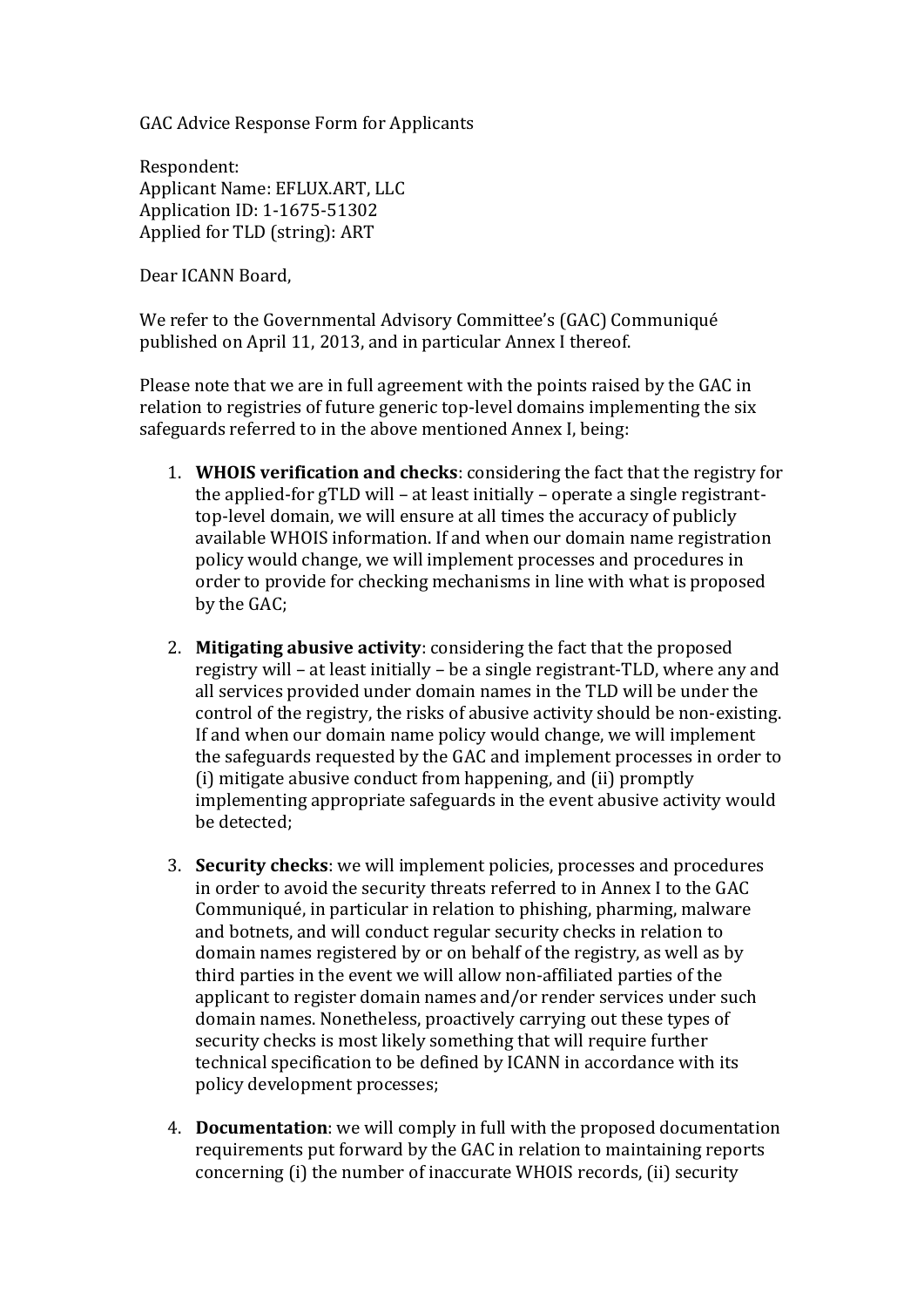GAC Advice Response Form for Applicants

Respondent:
Applicant Name: EFLUX.ART, LLC
Application ID: 1-1675-51302
Applied for TLD (string): ART

Dear ICANN Board,

We refer to the Governmental Advisory Committee's (GAC) Communiqué published on April 11, 2013, and in particular Annex I thereof.

Please note that we are in full agreement with the points raised by the GAC in relation to registries of future generic top-level domains implementing the six safeguards referred to in the above mentioned Annex I, being:

1. **WHOIS verification and checks**: considering the fact that the registry for the applied-for gTLD will – at least initially – operate a single registrant-top-level domain, we will ensure at all times the accuracy of publicly available WHOIS information. If and when our domain name registration policy would change, we will implement processes and procedures in order to provide for checking mechanisms in line with what is proposed by the GAC;

2. **Mitigating abusive activity**: considering the fact that the proposed registry will – at least initially – be a single registrant-TLD, where any and all services provided under domain names in the TLD will be under the control of the registry, the risks of abusive activity should be non-existing. If and when our domain name policy would change, we will implement the safeguards requested by the GAC and implement processes in order to (i) mitigate abusive conduct from happening, and (ii) promptly implementing appropriate safeguards in the event abusive activity would be detected;

3. **Security checks**: we will implement policies, processes and procedures in order to avoid the security threats referred to in Annex I to the GAC Communiqué, in particular in relation to phishing, pharming, malware and botnets, and will conduct regular security checks in relation to domain names registered by or on behalf of the registry, as well as by third parties in the event we will allow non-affiliated parties of the applicant to register domain names and/or render services under such domain names. Nonetheless, proactively carrying out these types of security checks is most likely something that will require further technical specification to be defined by ICANN in accordance with its policy development processes;

4. **Documentation**: we will comply in full with the proposed documentation requirements put forward by the GAC in relation to maintaining reports concerning (i) the number of inaccurate WHOIS records, (ii) security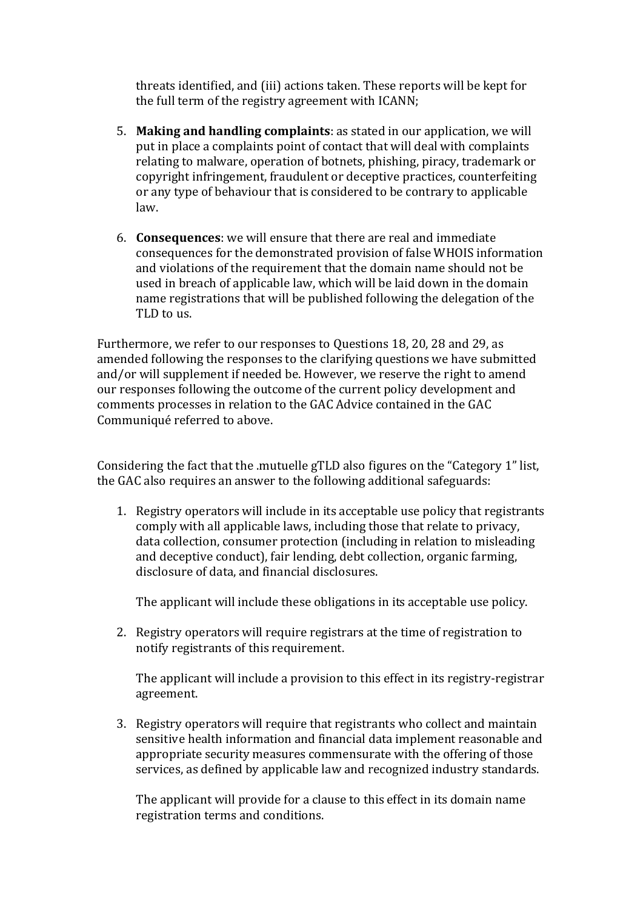threats identified, and (iii) actions taken. These reports will be kept for the full term of the registry agreement with ICANN;

5. **Making and handling complaints**: as stated in our application, we will put in place a complaints point of contact that will deal with complaints relating to malware, operation of botnets, phishing, piracy, trademark or copyright infringement, fraudulent or deceptive practices, counterfeiting or any type of behaviour that is considered to be contrary to applicable law.

6. **Consequences**: we will ensure that there are real and immediate consequences for the demonstrated provision of false WHOIS information and violations of the requirement that the domain name should not be used in breach of applicable law, which will be laid down in the domain name registrations that will be published following the delegation of the TLD to us.

Furthermore, we refer to our responses to Questions 18, 20, 28 and 29, as amended following the responses to the clarifying questions we have submitted and/or will supplement if needed be. However, we reserve the right to amend our responses following the outcome of the current policy development and comments processes in relation to the GAC Advice contained in the GAC Communiqué referred to above.

Considering the fact that the .mutuelle gTLD also figures on the "Category 1" list, the GAC also requires an answer to the following additional safeguards:

1. Registry operators will include in its acceptable use policy that registrants comply with all applicable laws, including those that relate to privacy, data collection, consumer protection (including in relation to misleading and deceptive conduct), fair lending, debt collection, organic farming, disclosure of data, and financial disclosures.

   The applicant will include these obligations in its acceptable use policy.

2. Registry operators will require registrars at the time of registration to notify registrants of this requirement.

   The applicant will include a provision to this effect in its registry-registrar agreement.

3. Registry operators will require that registrants who collect and maintain sensitive health information and financial data implement reasonable and appropriate security measures commensurate with the offering of those services, as defined by applicable law and recognized industry standards.

   The applicant will provide for a clause to this effect in its domain name registration terms and conditions.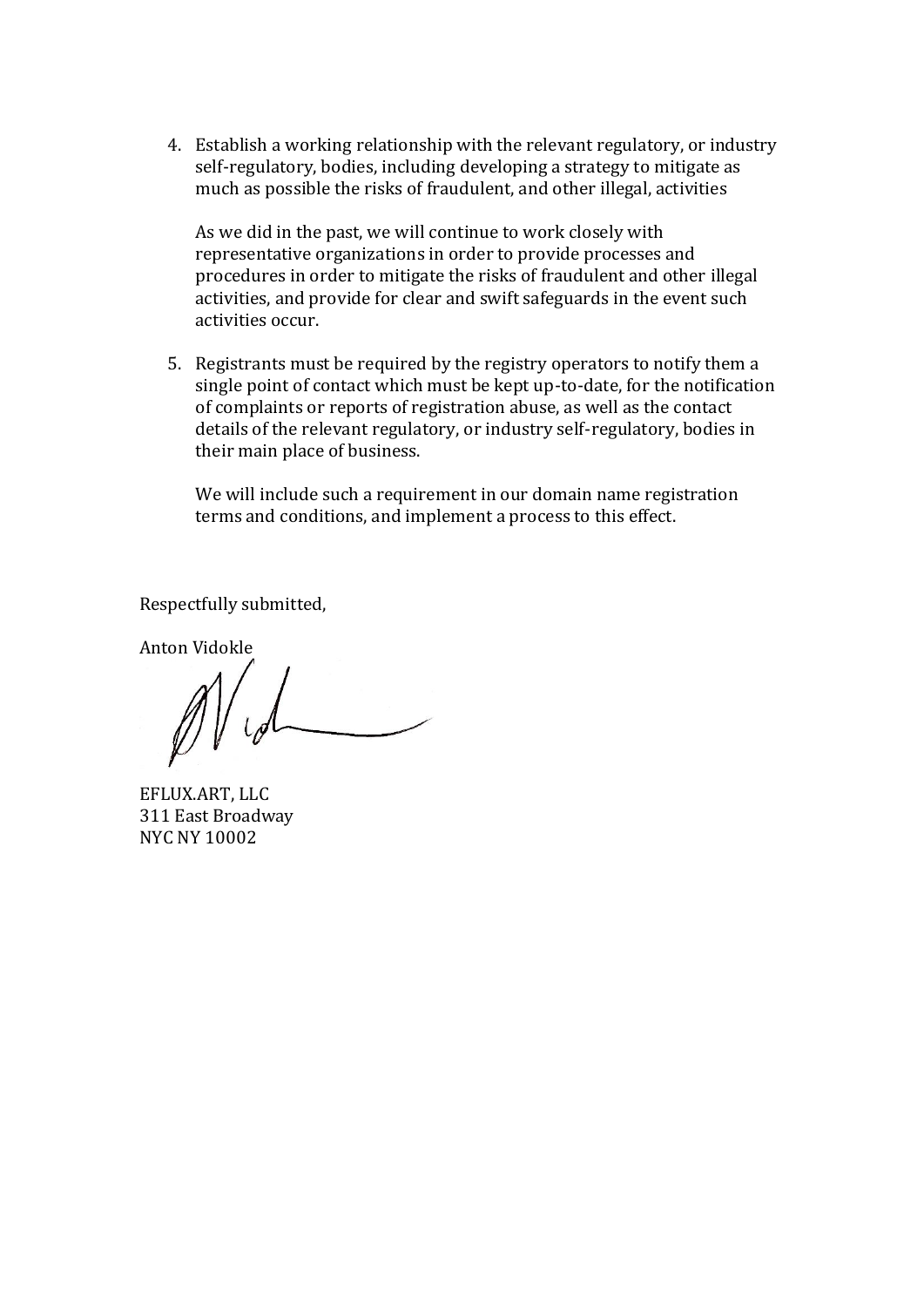4. Establish a working relationship with the relevant regulatory, or industry self-regulatory, bodies, including developing a strategy to mitigate as much as possible the risks of fraudulent, and other illegal, activities

   As we did in the past, we will continue to work closely with representative organizations in order to provide processes and procedures in order to mitigate the risks of fraudulent and other illegal activities, and provide for clear and swift safeguards in the event such activities occur.

5. Registrants must be required by the registry operators to notify them a single point of contact which must be kept up-to-date, for the notification of complaints or reports of registration abuse, as well as the contact details of the relevant regulatory, or industry self-regulatory, bodies in their main place of business.

   We will include such a requirement in our domain name registration terms and conditions, and implement a process to this effect.

Respectfully submitted,

Anton Vidokle

EFLUX.ART, LLC
311 East Broadway
NYC NY 10002